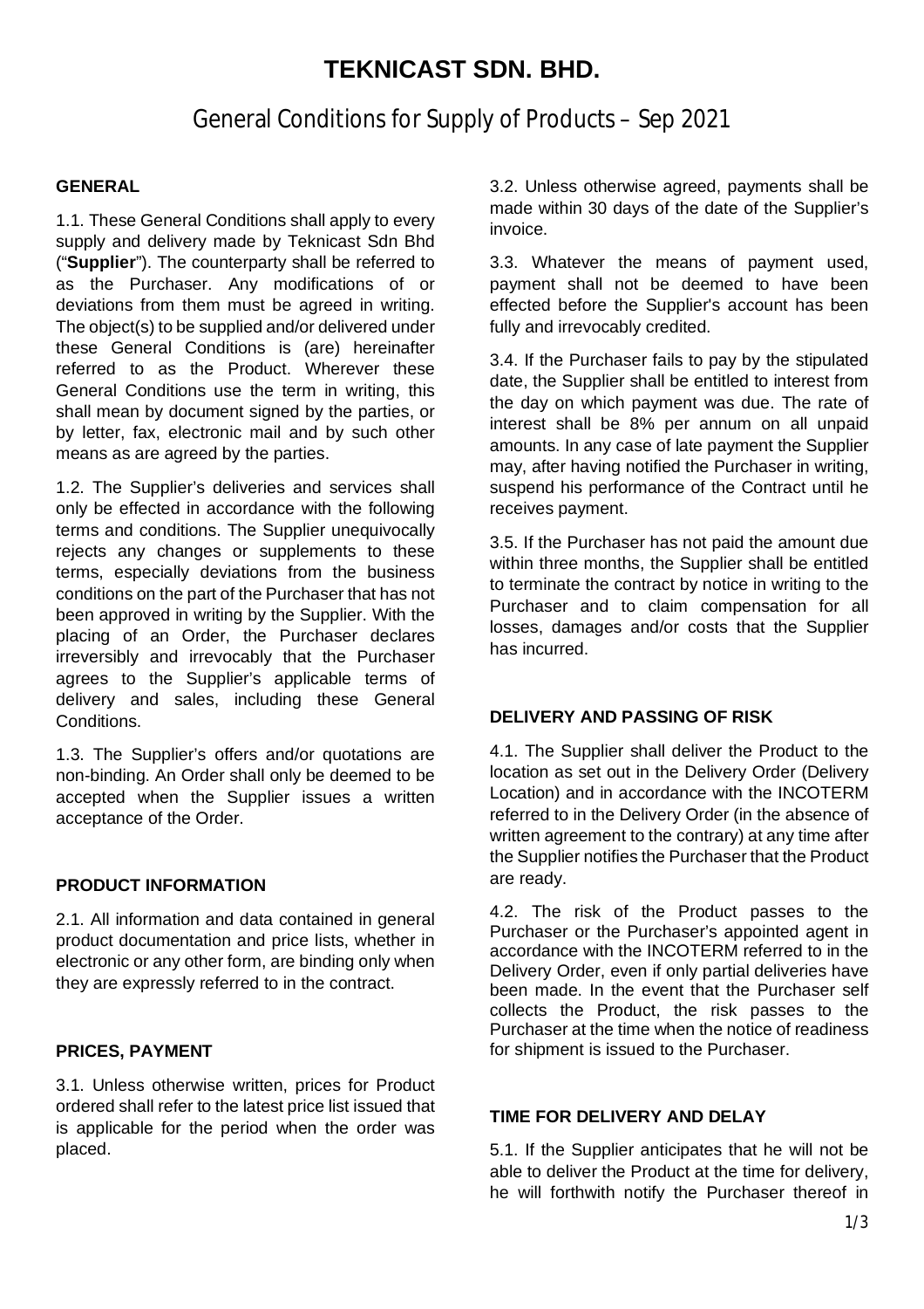# TEKNICAST SDN. BHD.

## General Conditions for Supply of Products – Sep 2021

### GENERAL

1.1. These General Conditions shall apply to every supply and delivery made by Teknicast Sdn Bhd ("**Supplier**"). The counterparty shall be referred to as the Purchaser. Any modifications of or deviations from them must be agreed in writing. The object(s) to be supplied and/or delivered under these General Conditions is (are) hereinafter referred to as the Product. Wherever these General Conditions use the term in writing, this shall mean by document signed by the parties, or by letter, fax, electronic mail and by such other means as are agreed by the parties.

1.2. The Supplier's deliveries and services shall only be effected in accordance with the following terms and conditions. The Supplier unequivocally rejects any changes or supplements to these terms, especially deviations from the business conditions on the part of the Purchaser that has not been approved in writing by the Supplier. With the placing of an Order, the Purchaser declares irreversibly and irrevocably that the Purchaser agrees to the Supplier's applicable terms of delivery and sales, including these General Conditions.

1.3. The Supplier's offers and/or quotations are non-binding. An Order shall only be deemed to be accepted when the Supplier issues a written acceptance of the Order.

### PRODUCT INFORMATION

2.1. All information and data contained in general product documentation and price lists, whether in electronic or any other form, are binding only when they are expressly referred to in the contract.

### PRICES, PAYMENT

3.1. Unless otherwise written, prices for Product ordered shall refer to the latest price list issued that is applicable for the period when the order was placed.

3.2. Unless otherwise agreed, payments shall be made within 30 days of the date of the Supplier's invoice.

3.3. Whatever the means of payment used, payment shall not be deemed to have been effected before the Supplier's account has been fully and irrevocably credited.

3.4. If the Purchaser fails to pay by the stipulated date, the Supplier shall be entitled to interest from the day on which payment was due. The rate of interest shall be 8% per annum on all unpaid amounts. In any case of late payment the Supplier may, after having notified the Purchaser in writing, suspend his performance of the Contract until he receives payment.

3.5. If the Purchaser has not paid the amount due within three months, the Supplier shall be entitled to terminate the contract by notice in writing to the Purchaser and to claim compensation for all losses, damages and/or costs that the Supplier has incurred.

### DELIVERY AND PASSING OF RISK

4.1. The Supplier shall deliver the Product to the location as set out in the Delivery Order (Delivery Location) and in accordance with the INCOTERM referred to in the Delivery Order (in the absence of written agreement to the contrary) at any time after the Supplier notifies the Purchaser that the Product are ready.

4.2. The risk of the Product passes to the Purchaser or the Purchaser's appointed agent in accordance with the INCOTERM referred to in the Delivery Order, even if only partial deliveries have been made. In the event that the Purchaser self collects the Product, the risk passes to the Purchaser at the time when the notice of readiness for shipment is issued to the Purchaser.

### TIME FOR DELIVERY AND DELAY

5.1. If the Supplier anticipates that he will not be able to deliver the Product at the time for delivery, he will forthwith notify the Purchaser thereof in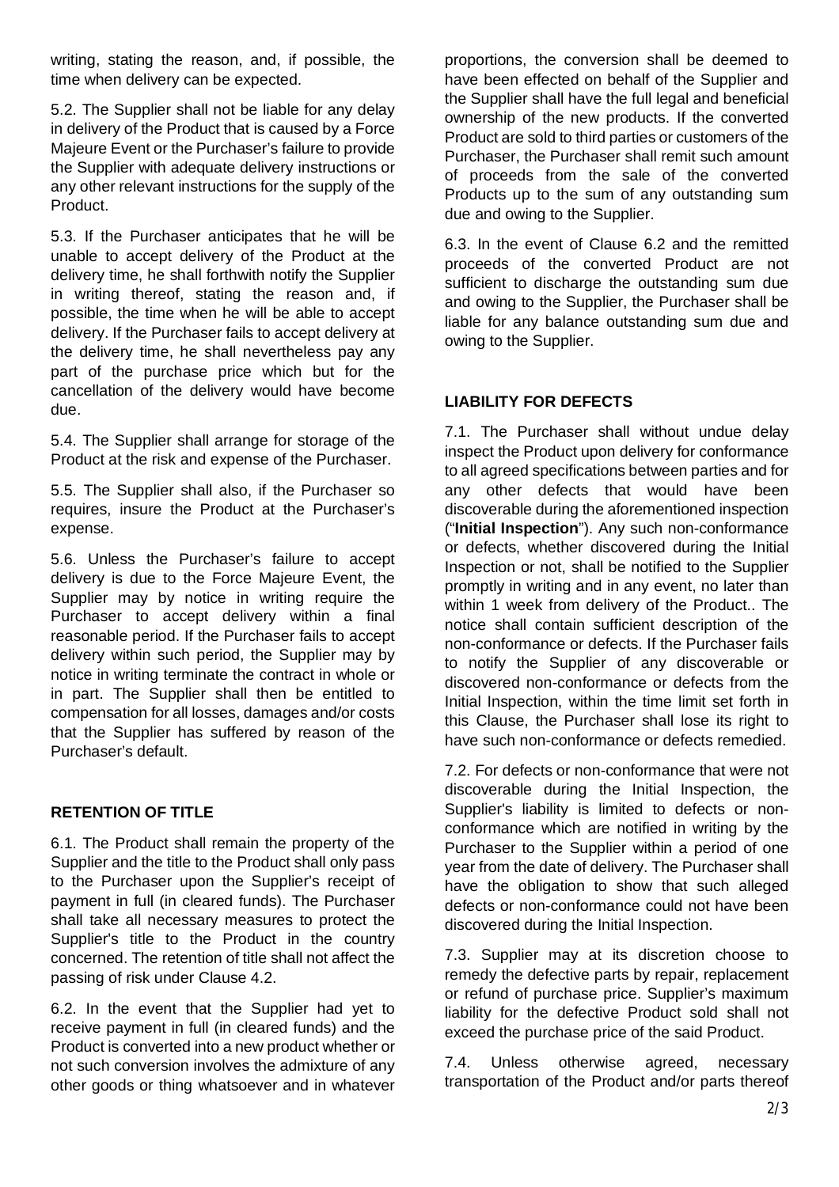writing, stating the reason, and, if possible, the time when delivery can be expected.

5.2. The Supplier shall not be liable for any delay in delivery of the Product that is caused by a Force Majeure Event or the Purchaser's failure to provide the Supplier with adequate delivery instructions or any other relevant instructions for the supply of the Product.

5.3. If the Purchaser anticipates that he will be unable to accept delivery of the Product at the delivery time, he shall forthwith notify the Supplier in writing thereof, stating the reason and, if possible, the time when he will be able to accept delivery. If the Purchaser fails to accept delivery at the delivery time, he shall nevertheless pay any part of the purchase price which but for the cancellation of the delivery would have become due.

5.4. The Supplier shall arrange for storage of the Product at the risk and expense of the Purchaser.

5.5. The Supplier shall also, if the Purchaser so requires, insure the Product at the Purchaser's expense.

5.6. Unless the Purchaser's failure to accept delivery is due to the Force Majeure Event, the Supplier may by notice in writing require the Purchaser to accept delivery within a final reasonable period. If the Purchaser fails to accept delivery within such period, the Supplier may by notice in writing terminate the contract in whole or in part. The Supplier shall then be entitled to compensation for all losses, damages and/or costs that the Supplier has suffered by reason of the Purchaser's default.

**RETENTION OF TITLE**

6.1. The Product shall remain the property of the Supplier and the title to the Product shall only pass to the Purchaser upon the Supplier's receipt of payment in full (in cleared funds). The Purchaser shall take all necessary measures to protect the Supplier's title to the Product in the country concerned. The retention of title shall not affect the passing of risk under Clause 4.2.

6.2. In the event that the Supplier had yet to receive payment in full (in cleared funds) and the Product is converted into a new product whether or not such conversion involves the admixture of any other goods or thing whatsoever and in whatever proportions, the conversion shall be deemed to have been effected on behalf of the Supplier and the Supplier shall have the full legal and beneficial ownership of the new products. If the converted Product are sold to third parties or customers of the Purchaser, the Purchaser shall remit such amount of proceeds from the sale of the converted Products up to the sum of any outstanding sum due and owing to the Supplier.

6.3. In the event of Clause 6.2 and the remitted proceeds of the converted Product are not sufficient to discharge the outstanding sum due and owing to the Supplier, the Purchaser shall be liable for any balance outstanding sum due and owing to the Supplier.

**LIABILITY FOR DEFECTS**

7.1. The Purchaser shall without undue delay inspect the Product upon delivery for conformance to all agreed specifications between parties and for any other defects that would have been discoverable during the aforementioned inspection ("**Initial Inspection**"). Any such non-conformance or defects, whether discovered during the Initial Inspection or not, shall be notified to the Supplier promptly in writing and in any event, no later than within 1 week from delivery of the Product.. The notice shall contain sufficient description of the non-conformance or defects. If the Purchaser fails to notify the Supplier of any discoverable or discovered non-conformance or defects from the Initial Inspection, within the time limit set forth in this Clause, the Purchaser shall lose its right to have such non-conformance or defects remedied.

7.2. For defects or non-conformance that were not discoverable during the Initial Inspection, the Supplier's liability is limited to defects or non-conformance which are notified in writing by the Purchaser to the Supplier within a period of one year from the date of delivery. The Purchaser shall have the obligation to show that such alleged defects or non-conformance could not have been discovered during the Initial Inspection.

7.3. Supplier may at its discretion choose to remedy the defective parts by repair, replacement or refund of purchase price. Supplier's maximum liability for the defective Product sold shall not exceed the purchase price of the said Product.

7.4. Unless otherwise agreed, necessary transportation of the Product and/or parts thereof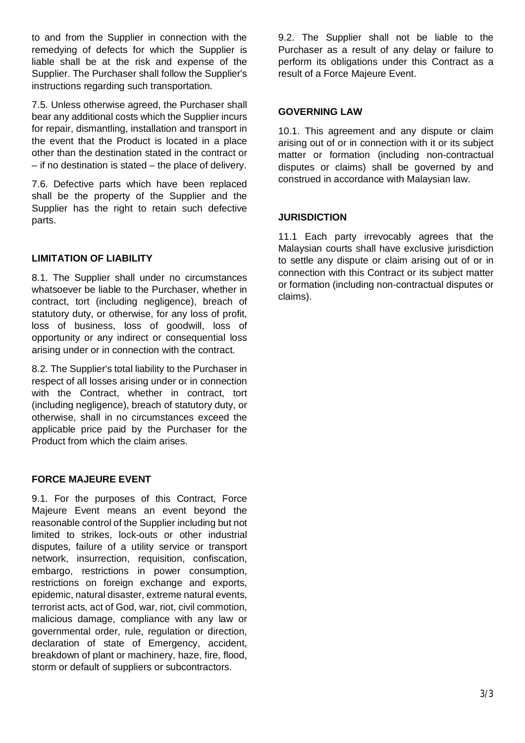to and from the Supplier in connection with the remedying of defects for which the Supplier is liable shall be at the risk and expense of the Supplier. The Purchaser shall follow the Supplier's instructions regarding such transportation.

7.5. Unless otherwise agreed, the Purchaser shall bear any additional costs which the Supplier incurs for repair, dismantling, installation and transport in the event that the Product is located in a place other than the destination stated in the contract or – if no destination is stated – the place of delivery.

7.6. Defective parts which have been replaced shall be the property of the Supplier and the Supplier has the right to retain such defective parts.

**LIMITATION OF LIABILITY**

8.1. The Supplier shall under no circumstances whatsoever be liable to the Purchaser, whether in contract, tort (including negligence), breach of statutory duty, or otherwise, for any loss of profit, loss of business, loss of goodwill, loss of opportunity or any indirect or consequential loss arising under or in connection with the contract.

8.2. The Supplier's total liability to the Purchaser in respect of all losses arising under or in connection with the Contract, whether in contract, tort (including negligence), breach of statutory duty, or otherwise, shall in no circumstances exceed the applicable price paid by the Purchaser for the Product from which the claim arises.

**FORCE MAJEURE EVENT**

9.1. For the purposes of this Contract, Force Majeure Event means an event beyond the reasonable control of the Supplier including but not limited to strikes, lock-outs or other industrial disputes, failure of a utility service or transport network, insurrection, requisition, confiscation, embargo, restrictions in power consumption, restrictions on foreign exchange and exports, epidemic, natural disaster, extreme natural events, terrorist acts, act of God, war, riot, civil commotion, malicious damage, compliance with any law or governmental order, rule, regulation or direction, declaration of state of Emergency, accident, breakdown of plant or machinery, haze, fire, flood, storm or default of suppliers or subcontractors.

9.2. The Supplier shall not be liable to the Purchaser as a result of any delay or failure to perform its obligations under this Contract as a result of a Force Majeure Event.

**GOVERNING LAW**

10.1. This agreement and any dispute or claim arising out of or in connection with it or its subject matter or formation (including non-contractual disputes or claims) shall be governed by and construed in accordance with Malaysian law.

**JURISDICTION**

11.1 Each party irrevocably agrees that the Malaysian courts shall have exclusive jurisdiction to settle any dispute or claim arising out of or in connection with this Contract or its subject matter or formation (including non-contractual disputes or claims).